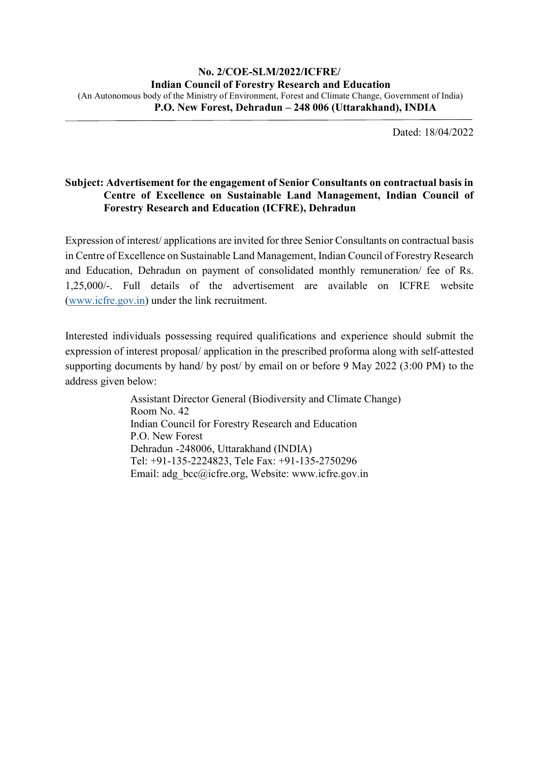**No. 2/COE-SLM/2022/ICFRE/**
**Indian Council of Forestry Research and Education**
(An Autonomous body of the Ministry of Environment, Forest and Climate Change, Government of India)
**P.O. New Forest, Dehradun – 248 006 (Uttarakhand), INDIA**

---

Dated: 18/04/2022

**Subject: Advertisement for the engagement of Senior Consultants on contractual basis in Centre of Excellence on Sustainable Land Management, Indian Council of Forestry Research and Education (ICFRE), Dehradun**

Expression of interest/ applications are invited for three Senior Consultants on contractual basis in Centre of Excellence on Sustainable Land Management, Indian Council of Forestry Research and Education, Dehradun on payment of consolidated monthly remuneration/ fee of Rs. 1,25,000/-. Full details of the advertisement are available on ICFRE website (www.icfre.gov.in) under the link recruitment.

Interested individuals possessing required qualifications and experience should submit the expression of interest proposal/ application in the prescribed proforma along with self-attested supporting documents by hand/ by post/ by email on or before 9 May 2022 (3:00 PM) to the address given below:

Assistant Director General (Biodiversity and Climate Change)
Room No. 42
Indian Council for Forestry Research and Education
P.O. New Forest
Dehradun -248006, Uttarakhand (INDIA)
Tel: +91-135-2224823, Tele Fax: +91-135-2750296
Email: adg_bcc@icfre.org, Website: www.icfre.gov.in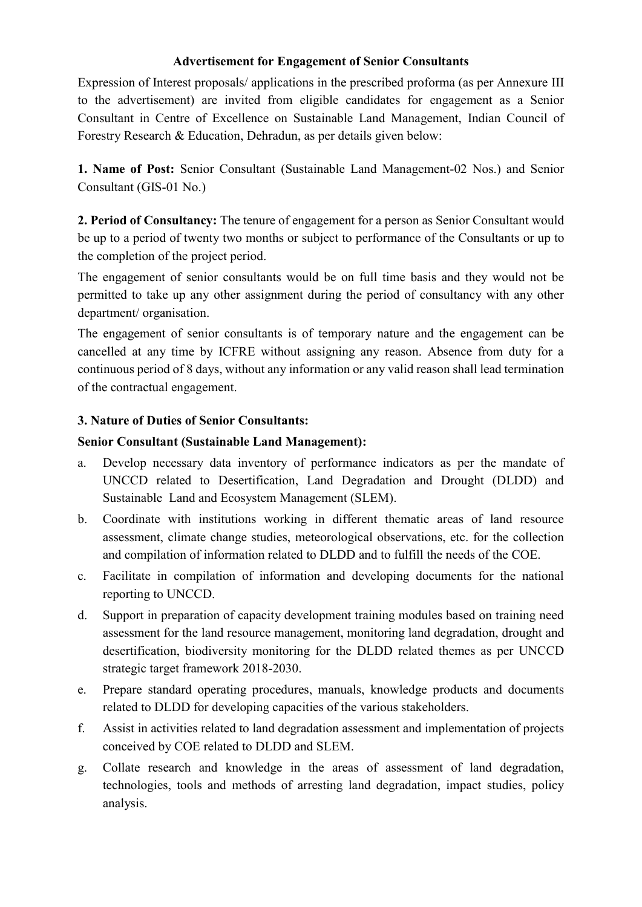## Advertisement for Engagement of Senior Consultants

Expression of Interest proposals/ applications in the prescribed proforma (as per Annexure III to the advertisement) are invited from eligible candidates for engagement as a Senior Consultant in Centre of Excellence on Sustainable Land Management, Indian Council of Forestry Research & Education, Dehradun, as per details given below:

**1. Name of Post:** Senior Consultant (Sustainable Land Management-02 Nos.) and Senior Consultant (GIS-01 No.)

**2. Period of Consultancy:** The tenure of engagement for a person as Senior Consultant would be up to a period of twenty two months or subject to performance of the Consultants or up to the completion of the project period.

The engagement of senior consultants would be on full time basis and they would not be permitted to take up any other assignment during the period of consultancy with any other department/ organisation.

The engagement of senior consultants is of temporary nature and the engagement can be cancelled at any time by ICFRE without assigning any reason. Absence from duty for a continuous period of 8 days, without any information or any valid reason shall lead termination of the contractual engagement.

**3. Nature of Duties of Senior Consultants:**

**Senior Consultant (Sustainable Land Management):**

a. Develop necessary data inventory of performance indicators as per the mandate of UNCCD related to Desertification, Land Degradation and Drought (DLDD) and Sustainable Land and Ecosystem Management (SLEM).

b. Coordinate with institutions working in different thematic areas of land resource assessment, climate change studies, meteorological observations, etc. for the collection and compilation of information related to DLDD and to fulfill the needs of the COE.

c. Facilitate in compilation of information and developing documents for the national reporting to UNCCD.

d. Support in preparation of capacity development training modules based on training need assessment for the land resource management, monitoring land degradation, drought and desertification, biodiversity monitoring for the DLDD related themes as per UNCCD strategic target framework 2018-2030.

e. Prepare standard operating procedures, manuals, knowledge products and documents related to DLDD for developing capacities of the various stakeholders.

f. Assist in activities related to land degradation assessment and implementation of projects conceived by COE related to DLDD and SLEM.

g. Collate research and knowledge in the areas of assessment of land degradation, technologies, tools and methods of arresting land degradation, impact studies, policy analysis.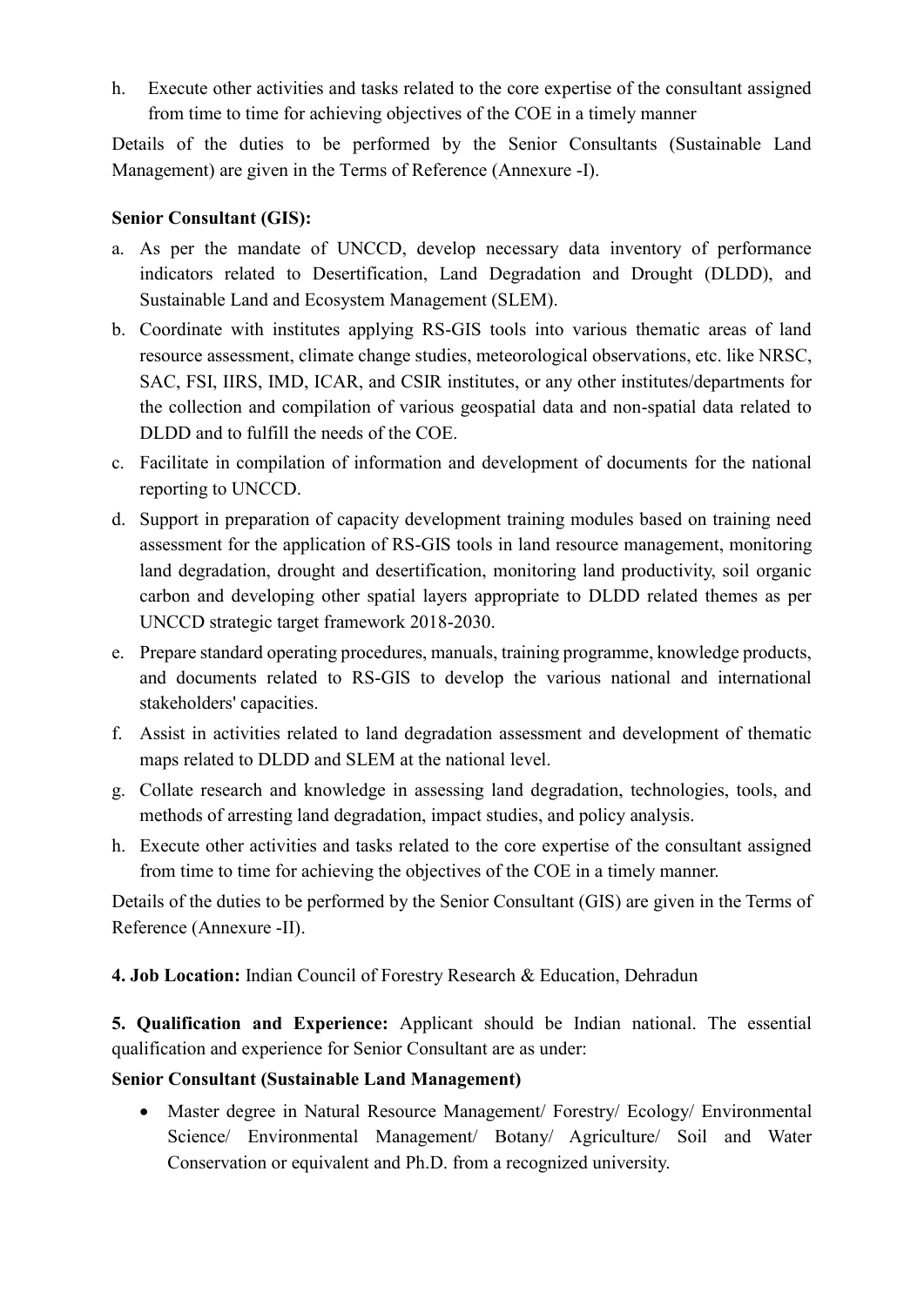h. Execute other activities and tasks related to the core expertise of the consultant assigned from time to time for achieving objectives of the COE in a timely manner

Details of the duties to be performed by the Senior Consultants (Sustainable Land Management) are given in the Terms of Reference (Annexure -I).

**Senior Consultant (GIS):**

a. As per the mandate of UNCCD, develop necessary data inventory of performance indicators related to Desertification, Land Degradation and Drought (DLDD), and Sustainable Land and Ecosystem Management (SLEM).
b. Coordinate with institutes applying RS-GIS tools into various thematic areas of land resource assessment, climate change studies, meteorological observations, etc. like NRSC, SAC, FSI, IIRS, IMD, ICAR, and CSIR institutes, or any other institutes/departments for the collection and compilation of various geospatial data and non-spatial data related to DLDD and to fulfill the needs of the COE.
c. Facilitate in compilation of information and development of documents for the national reporting to UNCCD.
d. Support in preparation of capacity development training modules based on training need assessment for the application of RS-GIS tools in land resource management, monitoring land degradation, drought and desertification, monitoring land productivity, soil organic carbon and developing other spatial layers appropriate to DLDD related themes as per UNCCD strategic target framework 2018-2030.
e. Prepare standard operating procedures, manuals, training programme, knowledge products, and documents related to RS-GIS to develop the various national and international stakeholders' capacities.
f. Assist in activities related to land degradation assessment and development of thematic maps related to DLDD and SLEM at the national level.
g. Collate research and knowledge in assessing land degradation, technologies, tools, and methods of arresting land degradation, impact studies, and policy analysis.
h. Execute other activities and tasks related to the core expertise of the consultant assigned from time to time for achieving the objectives of the COE in a timely manner.

Details of the duties to be performed by the Senior Consultant (GIS) are given in the Terms of Reference (Annexure -II).

**4. Job Location:** Indian Council of Forestry Research & Education, Dehradun

**5. Qualification and Experience:** Applicant should be Indian national. The essential qualification and experience for Senior Consultant are as under:

**Senior Consultant (Sustainable Land Management)**

- Master degree in Natural Resource Management/ Forestry/ Ecology/ Environmental Science/ Environmental Management/ Botany/ Agriculture/ Soil and Water Conservation or equivalent and Ph.D. from a recognized university.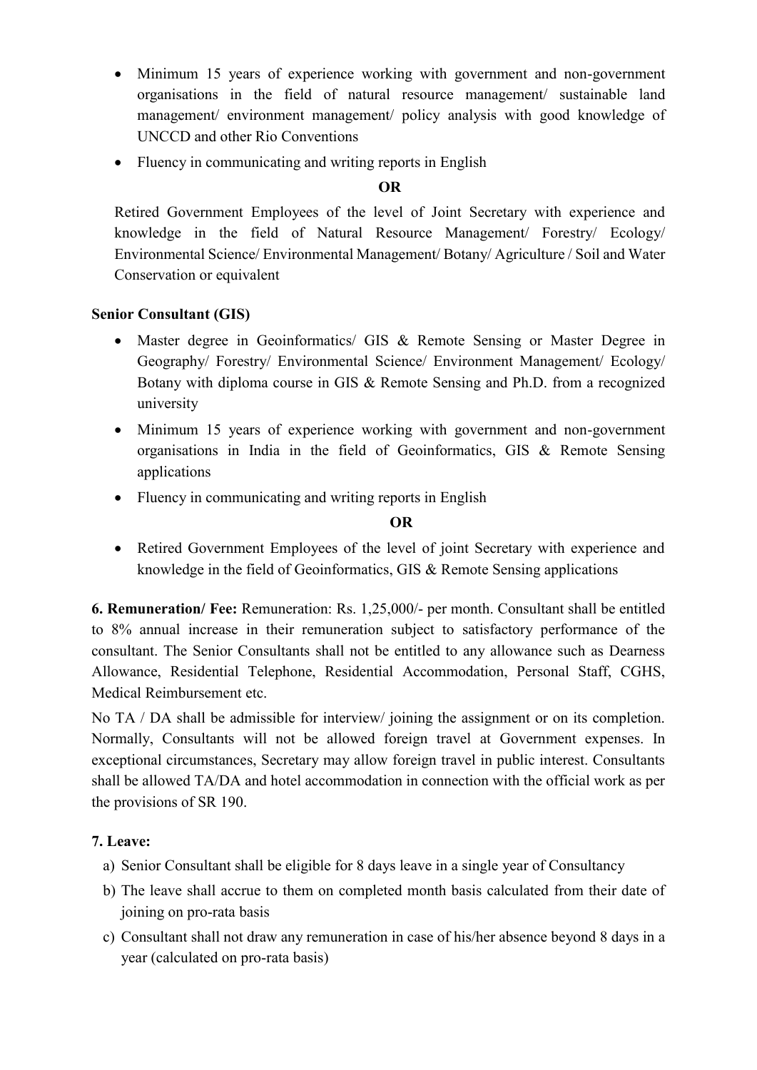- Minimum 15 years of experience working with government and non-government organisations in the field of natural resource management/ sustainable land management/ environment management/ policy analysis with good knowledge of UNCCD and other Rio Conventions
- Fluency in communicating and writing reports in English

**OR**

Retired Government Employees of the level of Joint Secretary with experience and knowledge in the field of Natural Resource Management/ Forestry/ Ecology/ Environmental Science/ Environmental Management/ Botany/ Agriculture / Soil and Water Conservation or equivalent

**Senior Consultant (GIS)**

- Master degree in Geoinformatics/ GIS & Remote Sensing or Master Degree in Geography/ Forestry/ Environmental Science/ Environment Management/ Ecology/ Botany with diploma course in GIS & Remote Sensing and Ph.D. from a recognized university
- Minimum 15 years of experience working with government and non-government organisations in India in the field of Geoinformatics, GIS & Remote Sensing applications
- Fluency in communicating and writing reports in English

**OR**

- Retired Government Employees of the level of joint Secretary with experience and knowledge in the field of Geoinformatics, GIS & Remote Sensing applications

**6. Remuneration/ Fee:** Remuneration: Rs. 1,25,000/- per month. Consultant shall be entitled to 8% annual increase in their remuneration subject to satisfactory performance of the consultant. The Senior Consultants shall not be entitled to any allowance such as Dearness Allowance, Residential Telephone, Residential Accommodation, Personal Staff, CGHS, Medical Reimbursement etc.

No TA / DA shall be admissible for interview/ joining the assignment or on its completion. Normally, Consultants will not be allowed foreign travel at Government expenses. In exceptional circumstances, Secretary may allow foreign travel in public interest. Consultants shall be allowed TA/DA and hotel accommodation in connection with the official work as per the provisions of SR 190.

**7. Leave:**

a) Senior Consultant shall be eligible for 8 days leave in a single year of Consultancy
b) The leave shall accrue to them on completed month basis calculated from their date of joining on pro-rata basis
c) Consultant shall not draw any remuneration in case of his/her absence beyond 8 days in a year (calculated on pro-rata basis)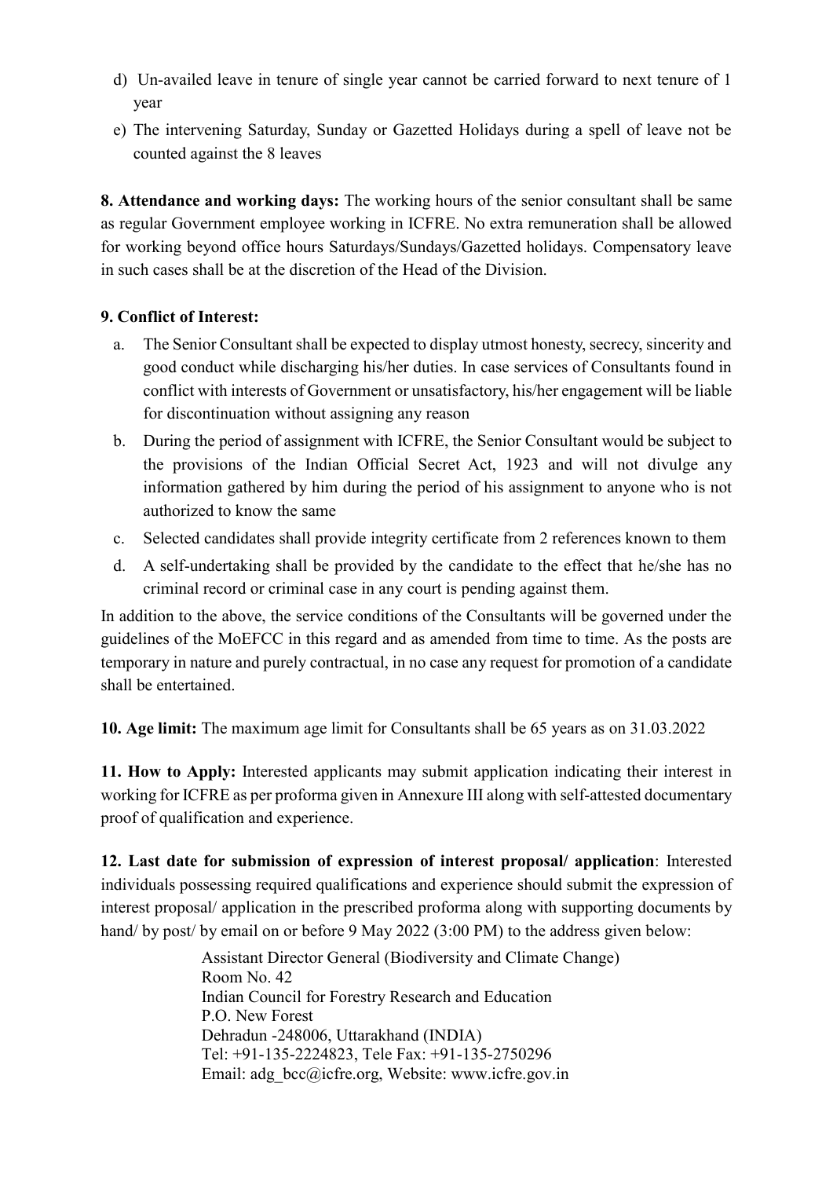d) Un-availed leave in tenure of single year cannot be carried forward to next tenure of 1 year

e) The intervening Saturday, Sunday or Gazetted Holidays during a spell of leave not be counted against the 8 leaves

**8. Attendance and working days:** The working hours of the senior consultant shall be same as regular Government employee working in ICFRE. No extra remuneration shall be allowed for working beyond office hours Saturdays/Sundays/Gazetted holidays. Compensatory leave in such cases shall be at the discretion of the Head of the Division.

**9. Conflict of Interest:**

a. The Senior Consultant shall be expected to display utmost honesty, secrecy, sincerity and good conduct while discharging his/her duties. In case services of Consultants found in conflict with interests of Government or unsatisfactory, his/her engagement will be liable for discontinuation without assigning any reason

b. During the period of assignment with ICFRE, the Senior Consultant would be subject to the provisions of the Indian Official Secret Act, 1923 and will not divulge any information gathered by him during the period of his assignment to anyone who is not authorized to know the same

c. Selected candidates shall provide integrity certificate from 2 references known to them

d. A self-undertaking shall be provided by the candidate to the effect that he/she has no criminal record or criminal case in any court is pending against them.

In addition to the above, the service conditions of the Consultants will be governed under the guidelines of the MoEFCC in this regard and as amended from time to time. As the posts are temporary in nature and purely contractual, in no case any request for promotion of a candidate shall be entertained.

**10. Age limit:** The maximum age limit for Consultants shall be 65 years as on 31.03.2022

**11. How to Apply:** Interested applicants may submit application indicating their interest in working for ICFRE as per proforma given in Annexure III along with self-attested documentary proof of qualification and experience.

**12. Last date for submission of expression of interest proposal/ application**: Interested individuals possessing required qualifications and experience should submit the expression of interest proposal/ application in the prescribed proforma along with supporting documents by hand/ by post/ by email on or before 9 May 2022 (3:00 PM) to the address given below:

Assistant Director General (Biodiversity and Climate Change)
Room No. 42
Indian Council for Forestry Research and Education
P.O. New Forest
Dehradun -248006, Uttarakhand (INDIA)
Tel: +91-135-2224823, Tele Fax: +91-135-2750296
Email: adg_bcc@icfre.org, Website: www.icfre.gov.in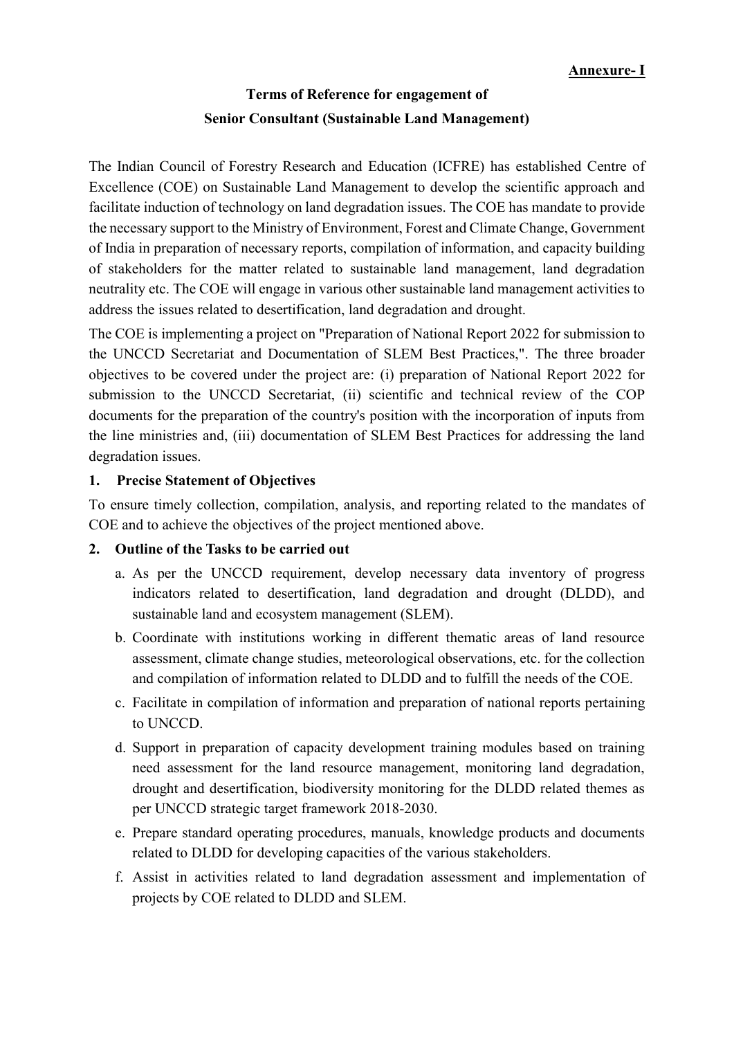**Annexure- I**

## Terms of Reference for engagement of Senior Consultant (Sustainable Land Management)

The Indian Council of Forestry Research and Education (ICFRE) has established Centre of Excellence (COE) on Sustainable Land Management to develop the scientific approach and facilitate induction of technology on land degradation issues. The COE has mandate to provide the necessary support to the Ministry of Environment, Forest and Climate Change, Government of India in preparation of necessary reports, compilation of information, and capacity building of stakeholders for the matter related to sustainable land management, land degradation neutrality etc. The COE will engage in various other sustainable land management activities to address the issues related to desertification, land degradation and drought.

The COE is implementing a project on "Preparation of National Report 2022 for submission to the UNCCD Secretariat and Documentation of SLEM Best Practices,". The three broader objectives to be covered under the project are: (i) preparation of National Report 2022 for submission to the UNCCD Secretariat, (ii) scientific and technical review of the COP documents for the preparation of the country's position with the incorporation of inputs from the line ministries and, (iii) documentation of SLEM Best Practices for addressing the land degradation issues.

### 1. Precise Statement of Objectives

To ensure timely collection, compilation, analysis, and reporting related to the mandates of COE and to achieve the objectives of the project mentioned above.

### 2. Outline of the Tasks to be carried out

a. As per the UNCCD requirement, develop necessary data inventory of progress indicators related to desertification, land degradation and drought (DLDD), and sustainable land and ecosystem management (SLEM).

b. Coordinate with institutions working in different thematic areas of land resource assessment, climate change studies, meteorological observations, etc. for the collection and compilation of information related to DLDD and to fulfill the needs of the COE.

c. Facilitate in compilation of information and preparation of national reports pertaining to UNCCD.

d. Support in preparation of capacity development training modules based on training need assessment for the land resource management, monitoring land degradation, drought and desertification, biodiversity monitoring for the DLDD related themes as per UNCCD strategic target framework 2018-2030.

e. Prepare standard operating procedures, manuals, knowledge products and documents related to DLDD for developing capacities of the various stakeholders.

f. Assist in activities related to land degradation assessment and implementation of projects by COE related to DLDD and SLEM.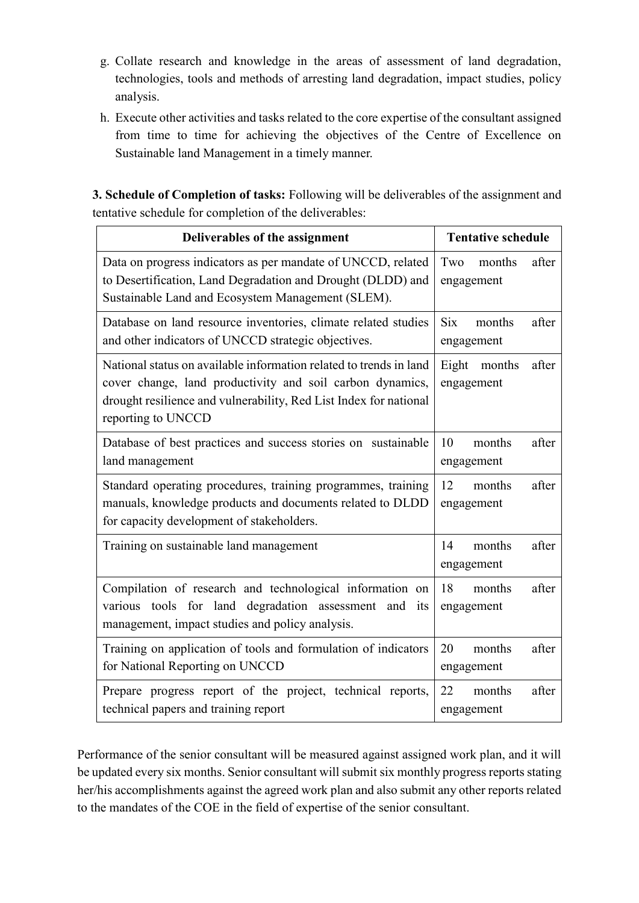g. Collate research and knowledge in the areas of assessment of land degradation, technologies, tools and methods of arresting land degradation, impact studies, policy analysis.

h. Execute other activities and tasks related to the core expertise of the consultant assigned from time to time for achieving the objectives of the Centre of Excellence on Sustainable land Management in a timely manner.

**3. Schedule of Completion of tasks:** Following will be deliverables of the assignment and tentative schedule for completion of the deliverables:

| Deliverables of the assignment | Tentative schedule |
|---|---|
| Data on progress indicators as per mandate of UNCCD, related to Desertification, Land Degradation and Drought (DLDD) and Sustainable Land and Ecosystem Management (SLEM). | Two months after engagement |
| Database on land resource inventories, climate related studies and other indicators of UNCCD strategic objectives. | Six months after engagement |
| National status on available information related to trends in land cover change, land productivity and soil carbon dynamics, drought resilience and vulnerability, Red List Index for national reporting to UNCCD | Eight months after engagement |
| Database of best practices and success stories on sustainable land management | 10 months after engagement |
| Standard operating procedures, training programmes, training manuals, knowledge products and documents related to DLDD for capacity development of stakeholders. | 12 months after engagement |
| Training on sustainable land management | 14 months after engagement |
| Compilation of research and technological information on various tools for land degradation assessment and its management, impact studies and policy analysis. | 18 months after engagement |
| Training on application of tools and formulation of indicators for National Reporting on UNCCD | 20 months after engagement |
| Prepare progress report of the project, technical reports, technical papers and training report | 22 months after engagement |

Performance of the senior consultant will be measured against assigned work plan, and it will be updated every six months. Senior consultant will submit six monthly progress reports stating her/his accomplishments against the agreed work plan and also submit any other reports related to the mandates of the COE in the field of expertise of the senior consultant.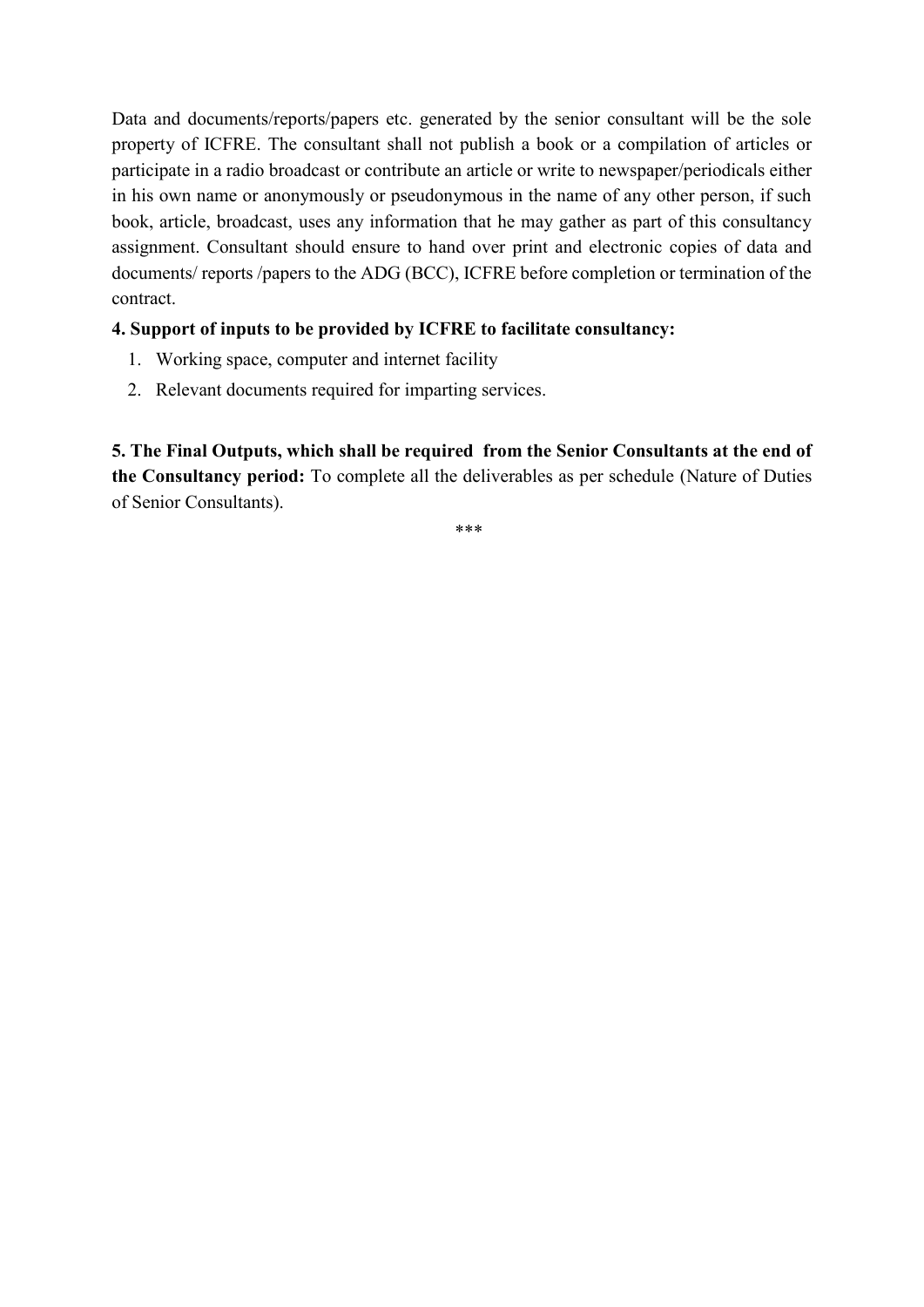Data and documents/reports/papers etc. generated by the senior consultant will be the sole property of ICFRE. The consultant shall not publish a book or a compilation of articles or participate in a radio broadcast or contribute an article or write to newspaper/periodicals either in his own name or anonymously or pseudonymous in the name of any other person, if such book, article, broadcast, uses any information that he may gather as part of this consultancy assignment. Consultant should ensure to hand over print and electronic copies of data and documents/ reports /papers to the ADG (BCC), ICFRE before completion or termination of the contract.

**4. Support of inputs to be provided by ICFRE to facilitate consultancy:**

1. Working space, computer and internet facility
2. Relevant documents required for imparting services.

**5. The Final Outputs, which shall be required from the Senior Consultants at the end of the Consultancy period:** To complete all the deliverables as per schedule (Nature of Duties of Senior Consultants).

***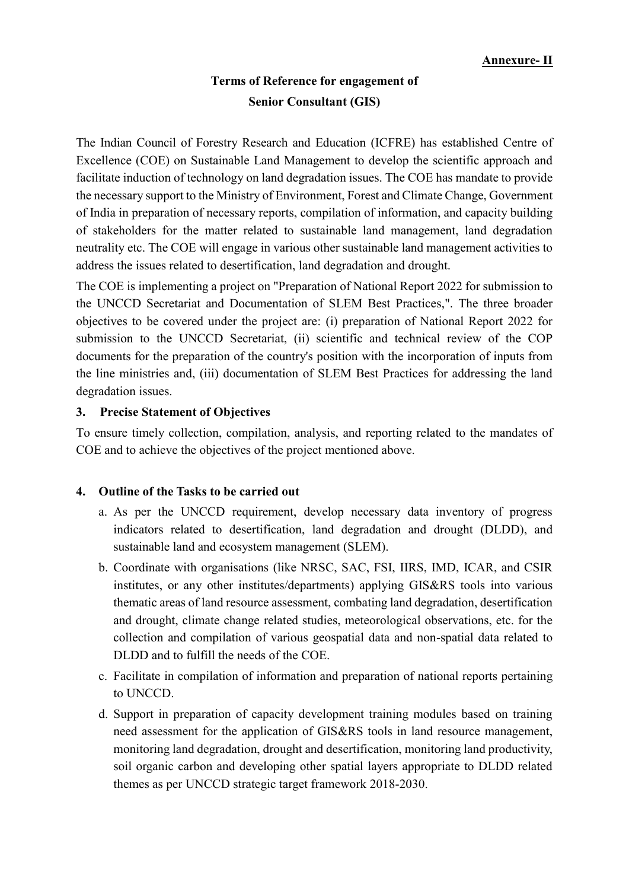**Annexure- II**

**Terms of Reference for engagement of**
**Senior Consultant (GIS)**

The Indian Council of Forestry Research and Education (ICFRE) has established Centre of Excellence (COE) on Sustainable Land Management to develop the scientific approach and facilitate induction of technology on land degradation issues. The COE has mandate to provide the necessary support to the Ministry of Environment, Forest and Climate Change, Government of India in preparation of necessary reports, compilation of information, and capacity building of stakeholders for the matter related to sustainable land management, land degradation neutrality etc. The COE will engage in various other sustainable land management activities to address the issues related to desertification, land degradation and drought.

The COE is implementing a project on "Preparation of National Report 2022 for submission to the UNCCD Secretariat and Documentation of SLEM Best Practices,". The three broader objectives to be covered under the project are: (i) preparation of National Report 2022 for submission to the UNCCD Secretariat, (ii) scientific and technical review of the COP documents for the preparation of the country's position with the incorporation of inputs from the line ministries and, (iii) documentation of SLEM Best Practices for addressing the land degradation issues.

### 3. Precise Statement of Objectives

To ensure timely collection, compilation, analysis, and reporting related to the mandates of COE and to achieve the objectives of the project mentioned above.

### 4. Outline of the Tasks to be carried out

a. As per the UNCCD requirement, develop necessary data inventory of progress indicators related to desertification, land degradation and drought (DLDD), and sustainable land and ecosystem management (SLEM).

b. Coordinate with organisations (like NRSC, SAC, FSI, IIRS, IMD, ICAR, and CSIR institutes, or any other institutes/departments) applying GIS&RS tools into various thematic areas of land resource assessment, combating land degradation, desertification and drought, climate change related studies, meteorological observations, etc. for the collection and compilation of various geospatial data and non-spatial data related to DLDD and to fulfill the needs of the COE.

c. Facilitate in compilation of information and preparation of national reports pertaining to UNCCD.

d. Support in preparation of capacity development training modules based on training need assessment for the application of GIS&RS tools in land resource management, monitoring land degradation, drought and desertification, monitoring land productivity, soil organic carbon and developing other spatial layers appropriate to DLDD related themes as per UNCCD strategic target framework 2018-2030.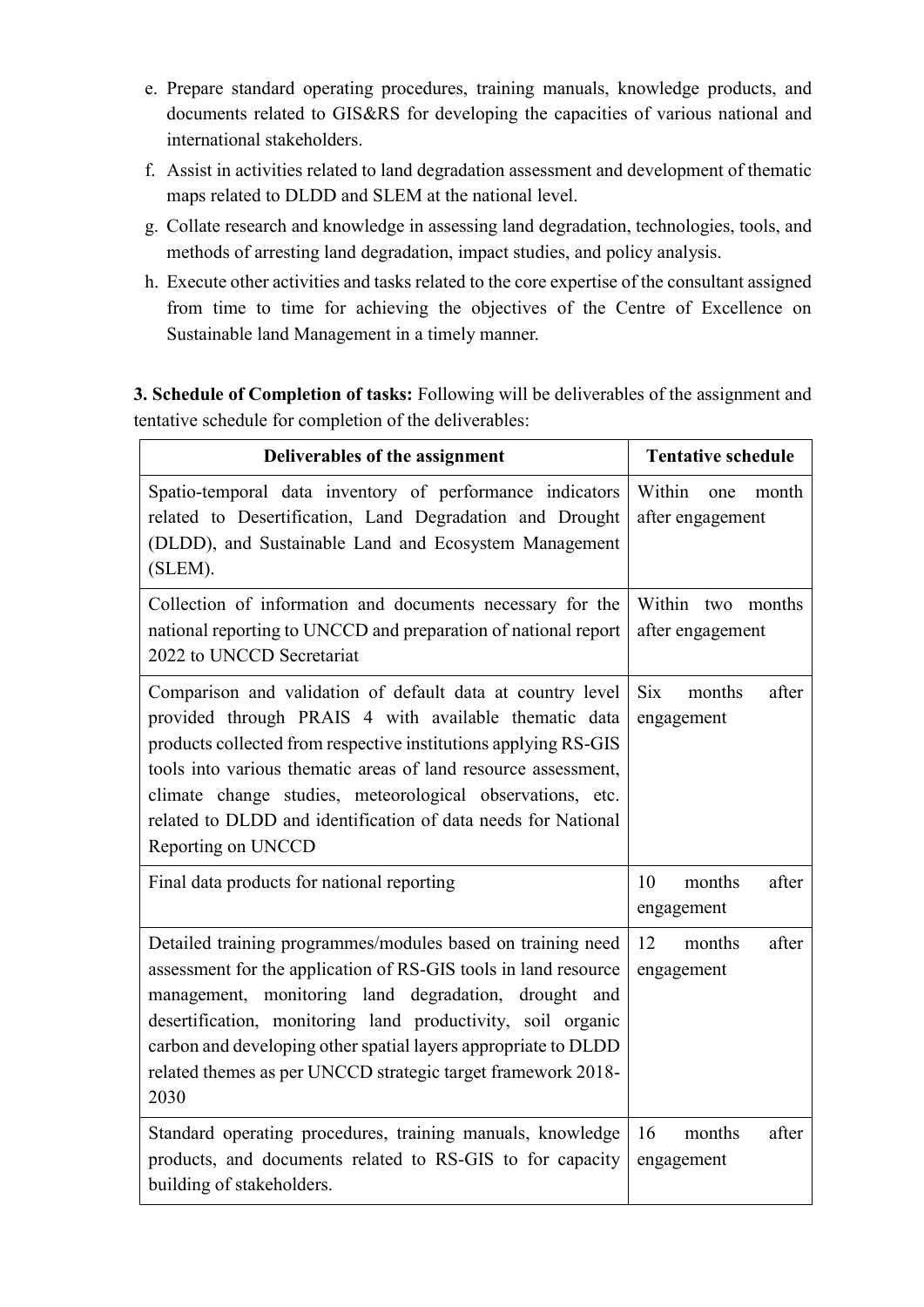e. Prepare standard operating procedures, training manuals, knowledge products, and documents related to GIS&RS for developing the capacities of various national and international stakeholders.
f. Assist in activities related to land degradation assessment and development of thematic maps related to DLDD and SLEM at the national level.
g. Collate research and knowledge in assessing land degradation, technologies, tools, and methods of arresting land degradation, impact studies, and policy analysis.
h. Execute other activities and tasks related to the core expertise of the consultant assigned from time to time for achieving the objectives of the Centre of Excellence on Sustainable land Management in a timely manner.

**3. Schedule of Completion of tasks:** Following will be deliverables of the assignment and tentative schedule for completion of the deliverables:

| Deliverables of the assignment | Tentative schedule |
|---|---|
| Spatio-temporal data inventory of performance indicators related to Desertification, Land Degradation and Drought (DLDD), and Sustainable Land and Ecosystem Management (SLEM). | Within one month after engagement |
| Collection of information and documents necessary for the national reporting to UNCCD and preparation of national report 2022 to UNCCD Secretariat | Within two months after engagement |
| Comparison and validation of default data at country level provided through PRAIS 4 with available thematic data products collected from respective institutions applying RS-GIS tools into various thematic areas of land resource assessment, climate change studies, meteorological observations, etc. related to DLDD and identification of data needs for National Reporting on UNCCD | Six months after engagement |
| Final data products for national reporting | 10 months after engagement |
| Detailed training programmes/modules based on training need assessment for the application of RS-GIS tools in land resource management, monitoring land degradation, drought and desertification, monitoring land productivity, soil organic carbon and developing other spatial layers appropriate to DLDD related themes as per UNCCD strategic target framework 2018-2030 | 12 months after engagement |
| Standard operating procedures, training manuals, knowledge products, and documents related to RS-GIS to for capacity building of stakeholders. | 16 months after engagement |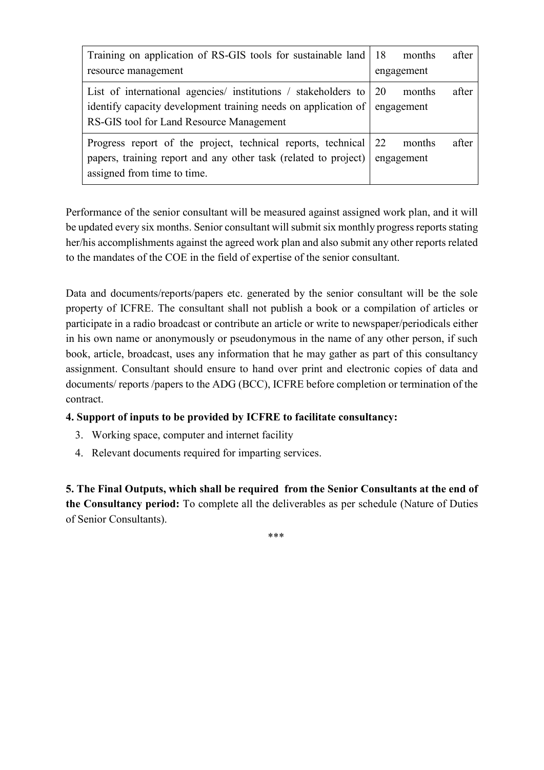| | |
|---|---|
| Training on application of RS-GIS tools for sustainable land resource management | 18 months after engagement |
| List of international agencies/ institutions / stakeholders to identify capacity development training needs on application of RS-GIS tool for Land Resource Management | 20 months after engagement |
| Progress report of the project, technical reports, technical papers, training report and any other task (related to project) assigned from time to time. | 22 months after engagement |

Performance of the senior consultant will be measured against assigned work plan, and it will be updated every six months. Senior consultant will submit six monthly progress reports stating her/his accomplishments against the agreed work plan and also submit any other reports related to the mandates of the COE in the field of expertise of the senior consultant.

Data and documents/reports/papers etc. generated by the senior consultant will be the sole property of ICFRE. The consultant shall not publish a book or a compilation of articles or participate in a radio broadcast or contribute an article or write to newspaper/periodicals either in his own name or anonymously or pseudonymous in the name of any other person, if such book, article, broadcast, uses any information that he may gather as part of this consultancy assignment. Consultant should ensure to hand over print and electronic copies of data and documents/ reports /papers to the ADG (BCC), ICFRE before completion or termination of the contract.

**4. Support of inputs to be provided by ICFRE to facilitate consultancy:**

3. Working space, computer and internet facility
4. Relevant documents required for imparting services.

**5. The Final Outputs, which shall be required from the Senior Consultants at the end of the Consultancy period:** To complete all the deliverables as per schedule (Nature of Duties of Senior Consultants).

\*\*\*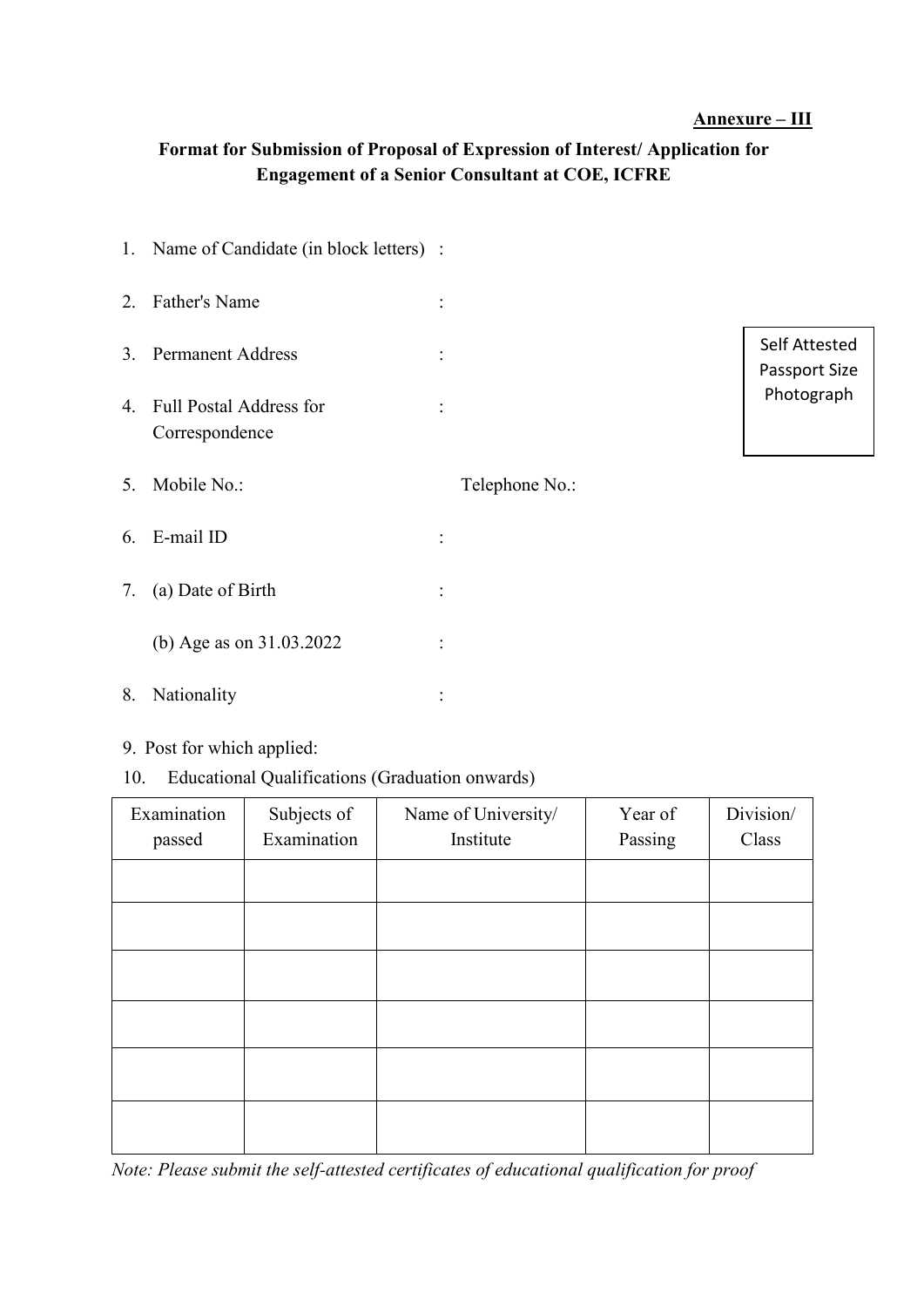**Annexure – III**

**Format for Submission of Proposal of Expression of Interest/ Application for Engagement of a Senior Consultant at COE, ICFRE**

1. Name of Candidate (in block letters) :

2. Father's Name :

3. Permanent Address :

4. Full Postal Address for Correspondence :

Self Attested Passport Size Photograph

5. Mobile No.: Telephone No.:

6. E-mail ID :

7. (a) Date of Birth :

   (b) Age as on 31.03.2022 :

8. Nationality :

9. Post for which applied:

10. Educational Qualifications (Graduation onwards)

| Examination passed | Subjects of Examination | Name of University/ Institute | Year of Passing | Division/ Class |
|---|---|---|---|---|
| | | | | |
| | | | | |
| | | | | |
| | | | | |
| | | | | |
| | | | | |

*Note: Please submit the self-attested certificates of educational qualification for proof*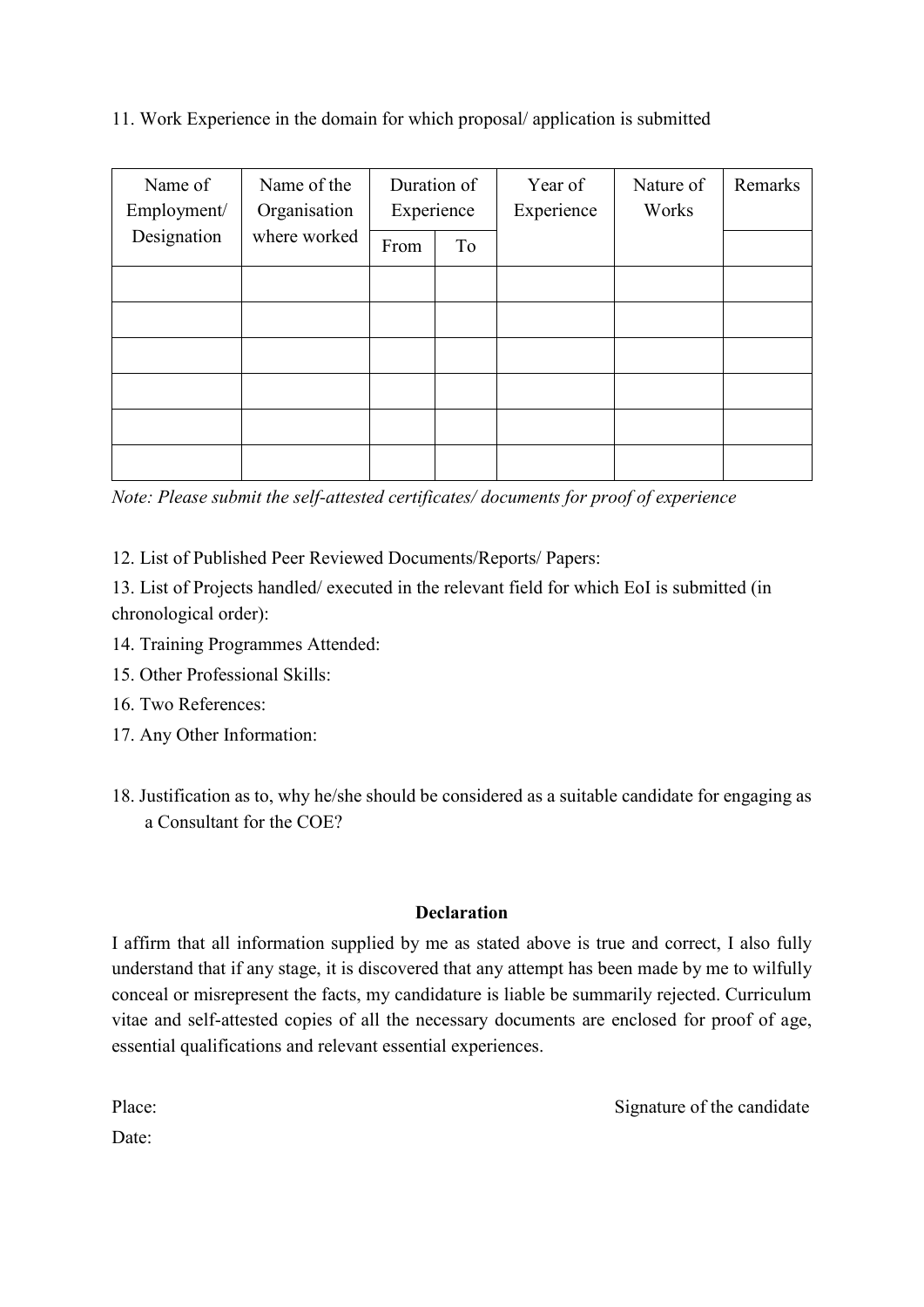11. Work Experience in the domain for which proposal/ application is submitted

| Name of Employment/ Designation | Name of the Organisation where worked | Duration of Experience | | Year of Experience | Nature of Works | Remarks |
|---|---|---|---|---|---|---|
| | | From | To | | | |
| | | | | | | |
| | | | | | | |
| | | | | | | |
| | | | | | | |
| | | | | | | |
| | | | | | | |

*Note: Please submit the self-attested certificates/ documents for proof of experience*

12. List of Published Peer Reviewed Documents/Reports/ Papers:

13. List of Projects handled/ executed in the relevant field for which EoI is submitted (in chronological order):

14. Training Programmes Attended:

15. Other Professional Skills:

16. Two References:

17. Any Other Information:

18. Justification as to, why he/she should be considered as a suitable candidate for engaging as a Consultant for the COE?

**Declaration**

I affirm that all information supplied by me as stated above is true and correct, I also fully understand that if any stage, it is discovered that any attempt has been made by me to wilfully conceal or misrepresent the facts, my candidature is liable be summarily rejected. Curriculum vitae and self-attested copies of all the necessary documents are enclosed for proof of age, essential qualifications and relevant essential experiences.

Place: Signature of the candidate

Date: